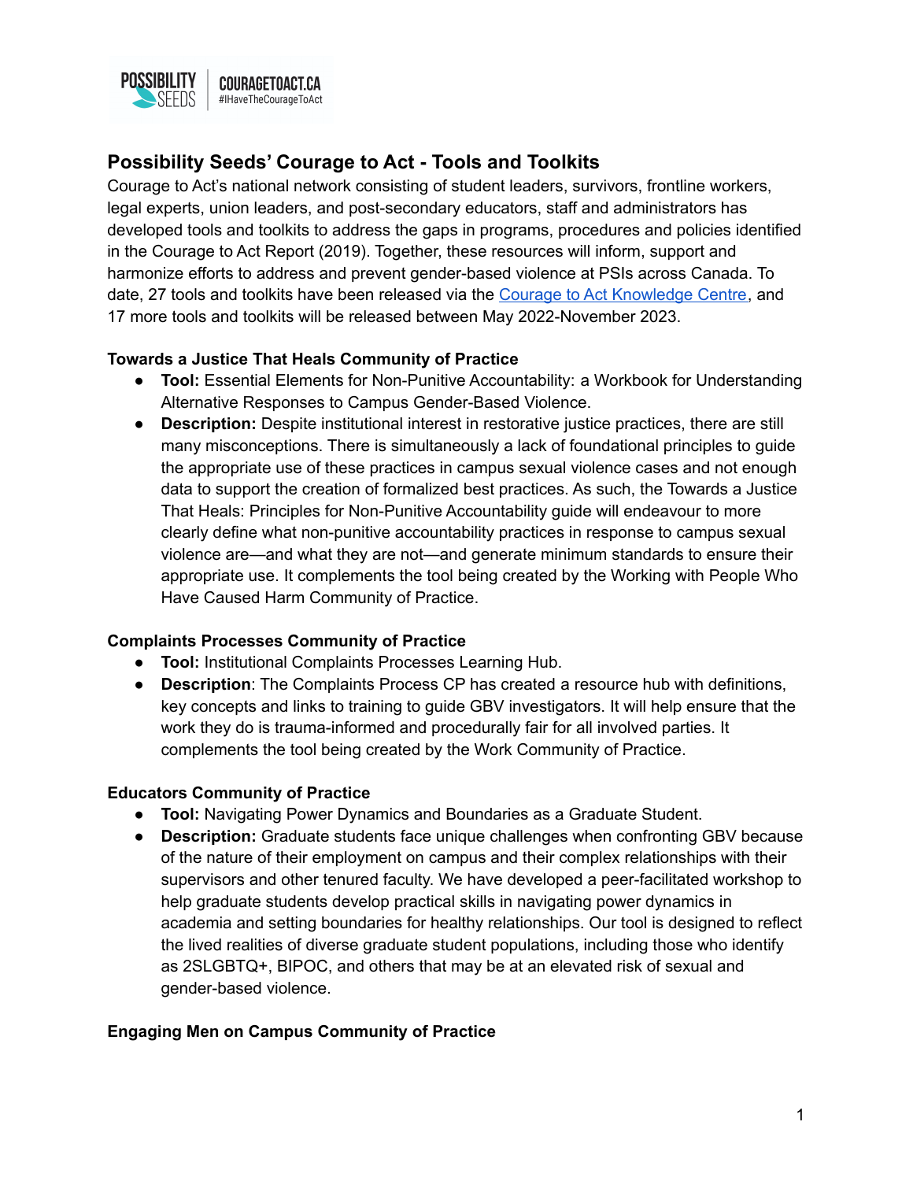POSSIBILITY SEEDS | COURAGETOACT.CA #IHaveTheCourageToAct

## Possibility Seeds' Courage to Act - Tools and Toolkits

Courage to Act's national network consisting of student leaders, survivors, frontline workers, legal experts, union leaders, and post-secondary educators, staff and administrators has developed tools and toolkits to address the gaps in programs, procedures and policies identified in the Courage to Act Report (2019). Together, these resources will inform, support and harmonize efforts to address and prevent gender-based violence at PSIs across Canada. To date, 27 tools and toolkits have been released via the Courage to Act Knowledge Centre, and 17 more tools and toolkits will be released between May 2022-November 2023.

### Towards a Justice That Heals Community of Practice

- **Tool:** Essential Elements for Non-Punitive Accountability: a Workbook for Understanding Alternative Responses to Campus Gender-Based Violence.
- **Description:** Despite institutional interest in restorative justice practices, there are still many misconceptions. There is simultaneously a lack of foundational principles to guide the appropriate use of these practices in campus sexual violence cases and not enough data to support the creation of formalized best practices. As such, the Towards a Justice That Heals: Principles for Non-Punitive Accountability guide will endeavour to more clearly define what non-punitive accountability practices in response to campus sexual violence are—and what they are not—and generate minimum standards to ensure their appropriate use. It complements the tool being created by the Working with People Who Have Caused Harm Community of Practice.

### Complaints Processes Community of Practice

- **Tool:** Institutional Complaints Processes Learning Hub.
- **Description**: The Complaints Process CP has created a resource hub with definitions, key concepts and links to training to guide GBV investigators. It will help ensure that the work they do is trauma-informed and procedurally fair for all involved parties. It complements the tool being created by the Work Community of Practice.

### Educators Community of Practice

- **Tool:** Navigating Power Dynamics and Boundaries as a Graduate Student.
- **Description:** Graduate students face unique challenges when confronting GBV because of the nature of their employment on campus and their complex relationships with their supervisors and other tenured faculty. We have developed a peer-facilitated workshop to help graduate students develop practical skills in navigating power dynamics in academia and setting boundaries for healthy relationships. Our tool is designed to reflect the lived realities of diverse graduate student populations, including those who identify as 2SLGBTQ+, BIPOC, and others that may be at an elevated risk of sexual and gender-based violence.

### Engaging Men on Campus Community of Practice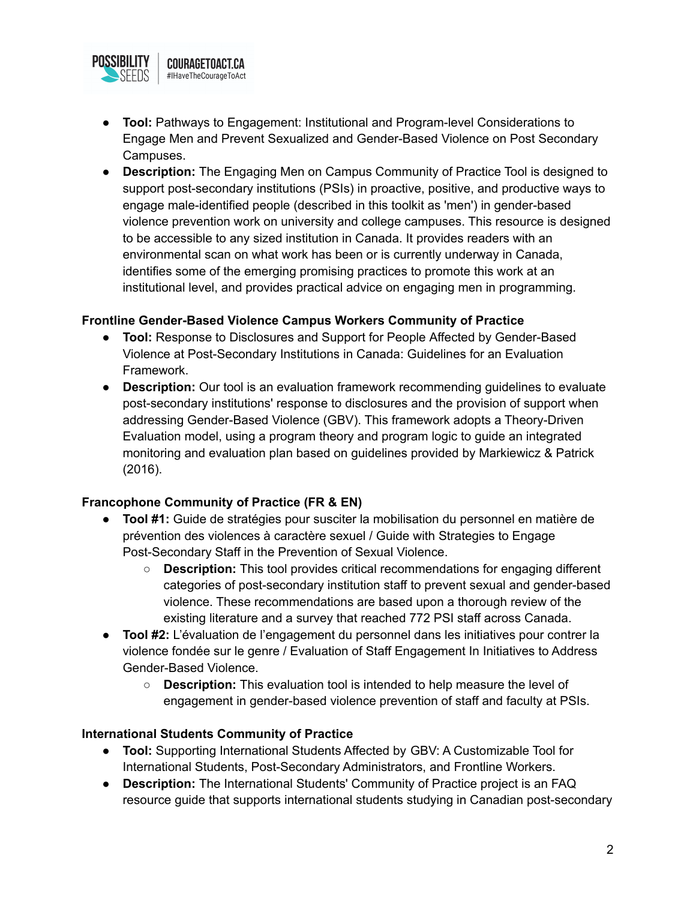- **Tool:** Pathways to Engagement: Institutional and Program-level Considerations to Engage Men and Prevent Sexualized and Gender-Based Violence on Post Secondary Campuses.
- **Description:** The Engaging Men on Campus Community of Practice Tool is designed to support post-secondary institutions (PSIs) in proactive, positive, and productive ways to engage male-identified people (described in this toolkit as 'men') in gender-based violence prevention work on university and college campuses. This resource is designed to be accessible to any sized institution in Canada. It provides readers with an environmental scan on what work has been or is currently underway in Canada, identifies some of the emerging promising practices to promote this work at an institutional level, and provides practical advice on engaging men in programming.

**Frontline Gender-Based Violence Campus Workers Community of Practice**

- **Tool:** Response to Disclosures and Support for People Affected by Gender-Based Violence at Post-Secondary Institutions in Canada: Guidelines for an Evaluation Framework.
- **Description:** Our tool is an evaluation framework recommending guidelines to evaluate post-secondary institutions' response to disclosures and the provision of support when addressing Gender-Based Violence (GBV). This framework adopts a Theory-Driven Evaluation model, using a program theory and program logic to guide an integrated monitoring and evaluation plan based on guidelines provided by Markiewicz & Patrick (2016).

**Francophone Community of Practice (FR & EN)**

- **Tool #1:** Guide de stratégies pour susciter la mobilisation du personnel en matière de prévention des violences à caractère sexuel / Guide with Strategies to Engage Post-Secondary Staff in the Prevention of Sexual Violence.
    - **Description:** This tool provides critical recommendations for engaging different categories of post-secondary institution staff to prevent sexual and gender-based violence. These recommendations are based upon a thorough review of the existing literature and a survey that reached 772 PSI staff across Canada.
- **Tool #2:** L'évaluation de l'engagement du personnel dans les initiatives pour contrer la violence fondée sur le genre / Evaluation of Staff Engagement In Initiatives to Address Gender-Based Violence.
    - **Description:** This evaluation tool is intended to help measure the level of engagement in gender-based violence prevention of staff and faculty at PSIs.

**International Students Community of Practice**

- **Tool:** Supporting International Students Affected by GBV: A Customizable Tool for International Students, Post-Secondary Administrators, and Frontline Workers.
- **Description:** The International Students' Community of Practice project is an FAQ resource guide that supports international students studying in Canadian post-secondary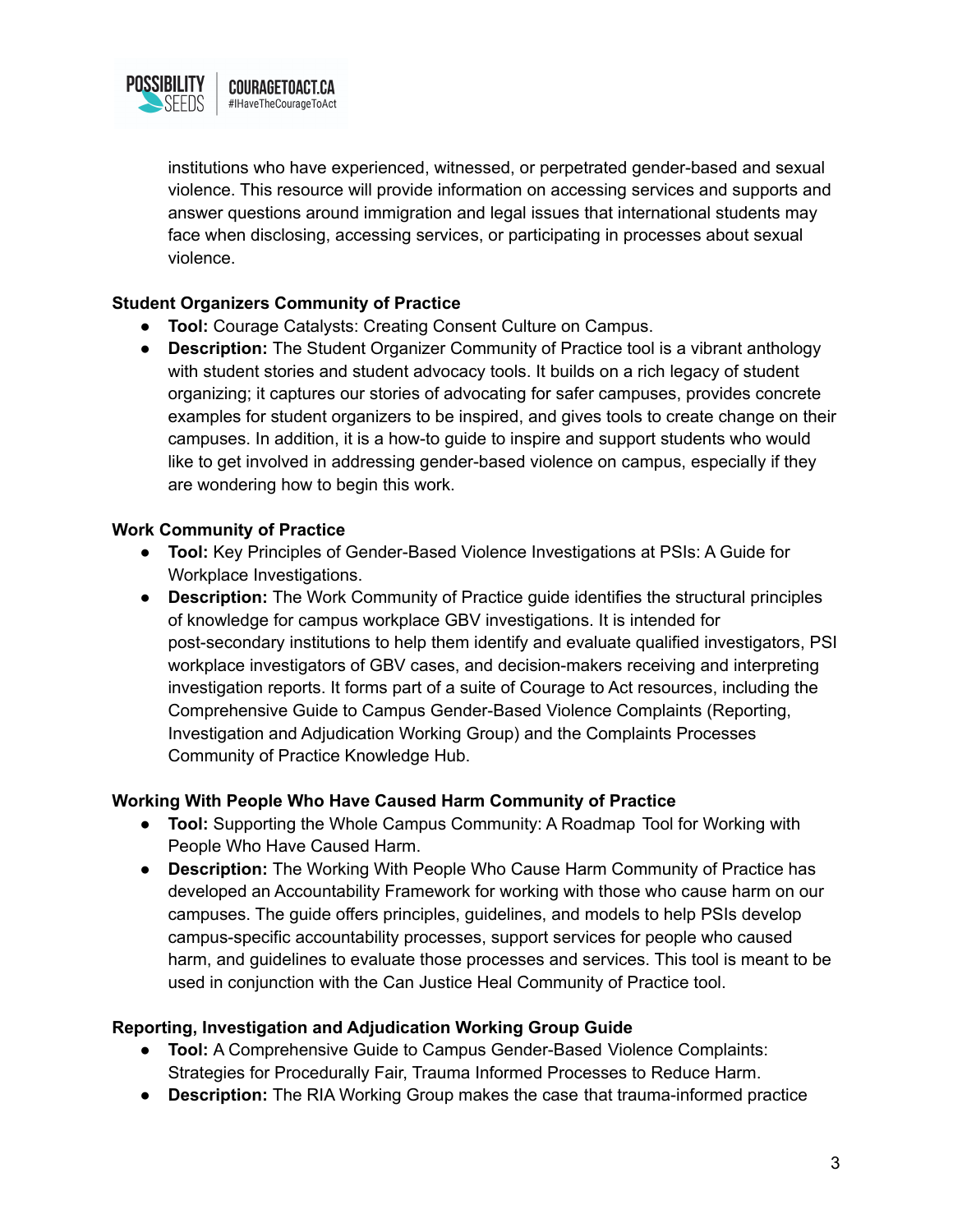institutions who have experienced, witnessed, or perpetrated gender-based and sexual violence. This resource will provide information on accessing services and supports and answer questions around immigration and legal issues that international students may face when disclosing, accessing services, or participating in processes about sexual violence.

**Student Organizers Community of Practice**

- **Tool:** Courage Catalysts: Creating Consent Culture on Campus.
- **Description:** The Student Organizer Community of Practice tool is a vibrant anthology with student stories and student advocacy tools. It builds on a rich legacy of student organizing; it captures our stories of advocating for safer campuses, provides concrete examples for student organizers to be inspired, and gives tools to create change on their campuses. In addition, it is a how-to guide to inspire and support students who would like to get involved in addressing gender-based violence on campus, especially if they are wondering how to begin this work.

**Work Community of Practice**

- **Tool:** Key Principles of Gender-Based Violence Investigations at PSIs: A Guide for Workplace Investigations.
- **Description:** The Work Community of Practice guide identifies the structural principles of knowledge for campus workplace GBV investigations. It is intended for post-secondary institutions to help them identify and evaluate qualified investigators, PSI workplace investigators of GBV cases, and decision-makers receiving and interpreting investigation reports. It forms part of a suite of Courage to Act resources, including the Comprehensive Guide to Campus Gender-Based Violence Complaints (Reporting, Investigation and Adjudication Working Group) and the Complaints Processes Community of Practice Knowledge Hub.

**Working With People Who Have Caused Harm Community of Practice**

- **Tool:** Supporting the Whole Campus Community: A Roadmap Tool for Working with People Who Have Caused Harm.
- **Description:** The Working With People Who Cause Harm Community of Practice has developed an Accountability Framework for working with those who cause harm on our campuses. The guide offers principles, guidelines, and models to help PSIs develop campus-specific accountability processes, support services for people who caused harm, and guidelines to evaluate those processes and services. This tool is meant to be used in conjunction with the Can Justice Heal Community of Practice tool.

**Reporting, Investigation and Adjudication Working Group Guide**

- **Tool:** A Comprehensive Guide to Campus Gender-Based Violence Complaints: Strategies for Procedurally Fair, Trauma Informed Processes to Reduce Harm.
- **Description:** The RIA Working Group makes the case that trauma-informed practice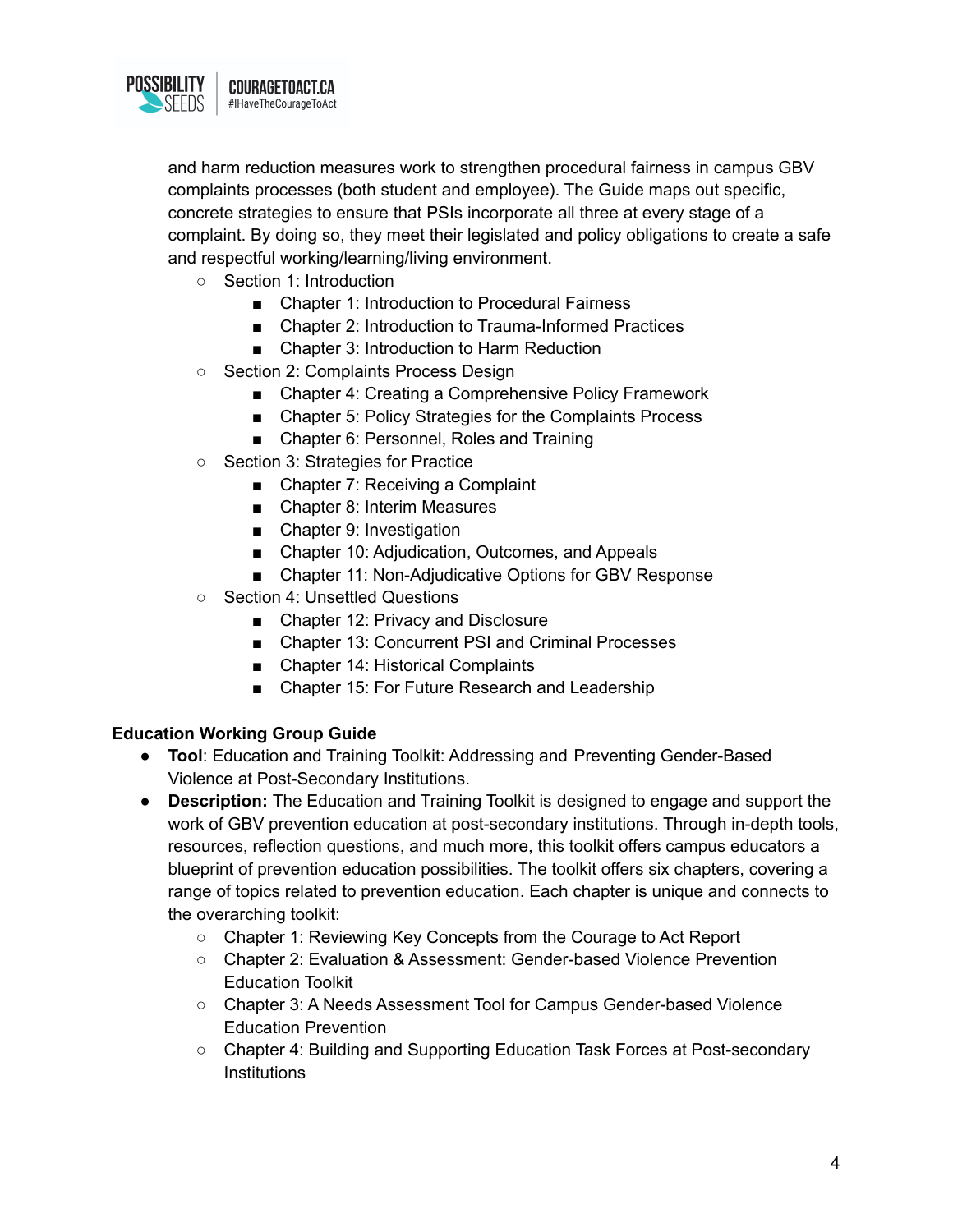and harm reduction measures work to strengthen procedural fairness in campus GBV complaints processes (both student and employee). The Guide maps out specific, concrete strategies to ensure that PSIs incorporate all three at every stage of a complaint. By doing so, they meet their legislated and policy obligations to create a safe and respectful working/learning/living environment.
    - Section 1: Introduction
        - Chapter 1: Introduction to Procedural Fairness
        - Chapter 2: Introduction to Trauma-Informed Practices
        - Chapter 3: Introduction to Harm Reduction
    - Section 2: Complaints Process Design
        - Chapter 4: Creating a Comprehensive Policy Framework
        - Chapter 5: Policy Strategies for the Complaints Process
        - Chapter 6: Personnel, Roles and Training
    - Section 3: Strategies for Practice
        - Chapter 7: Receiving a Complaint
        - Chapter 8: Interim Measures
        - Chapter 9: Investigation
        - Chapter 10: Adjudication, Outcomes, and Appeals
        - Chapter 11: Non-Adjudicative Options for GBV Response
    - Section 4: Unsettled Questions
        - Chapter 12: Privacy and Disclosure
        - Chapter 13: Concurrent PSI and Criminal Processes
        - Chapter 14: Historical Complaints
        - Chapter 15: For Future Research and Leadership

**Education Working Group Guide**

- **Tool**: Education and Training Toolkit: Addressing and Preventing Gender-Based Violence at Post-Secondary Institutions.
- **Description:** The Education and Training Toolkit is designed to engage and support the work of GBV prevention education at post-secondary institutions. Through in-depth tools, resources, reflection questions, and much more, this toolkit offers campus educators a blueprint of prevention education possibilities. The toolkit offers six chapters, covering a range of topics related to prevention education. Each chapter is unique and connects to the overarching toolkit:
    - Chapter 1: Reviewing Key Concepts from the Courage to Act Report
    - Chapter 2: Evaluation & Assessment: Gender-based Violence Prevention Education Toolkit
    - Chapter 3: A Needs Assessment Tool for Campus Gender-based Violence Education Prevention
    - Chapter 4: Building and Supporting Education Task Forces at Post-secondary Institutions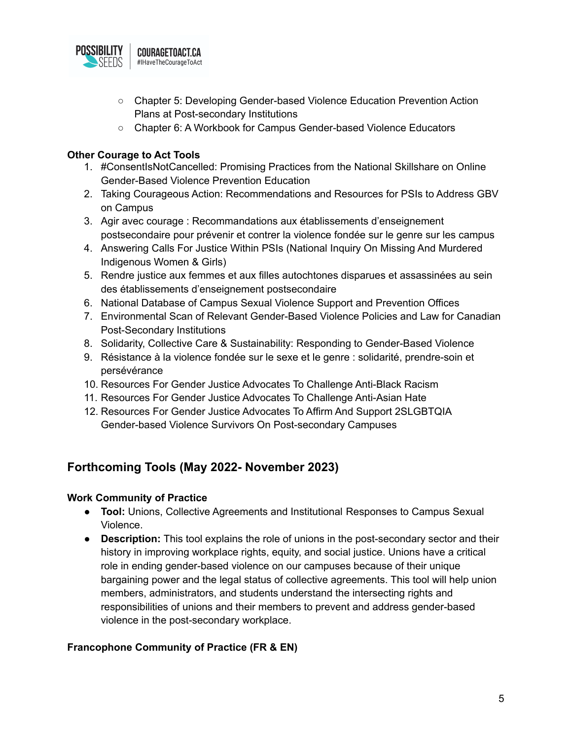- Chapter 5: Developing Gender-based Violence Education Prevention Action Plans at Post-secondary Institutions
- Chapter 6: A Workbook for Campus Gender-based Violence Educators

**Other Courage to Act Tools**

1. #ConsentIsNotCancelled: Promising Practices from the National Skillshare on Online Gender-Based Violence Prevention Education
2. Taking Courageous Action: Recommendations and Resources for PSIs to Address GBV on Campus
3. Agir avec courage : Recommandations aux établissements d'enseignement postsecondaire pour prévenir et contrer la violence fondée sur le genre sur les campus
4. Answering Calls For Justice Within PSIs (National Inquiry On Missing And Murdered Indigenous Women & Girls)
5. Rendre justice aux femmes et aux filles autochtones disparues et assassinées au sein des établissements d'enseignement postsecondaire
6. National Database of Campus Sexual Violence Support and Prevention Offices
7. Environmental Scan of Relevant Gender-Based Violence Policies and Law for Canadian Post-Secondary Institutions
8. Solidarity, Collective Care & Sustainability: Responding to Gender-Based Violence
9. Résistance à la violence fondée sur le sexe et le genre : solidarité, prendre-soin et persévérance
10. Resources For Gender Justice Advocates To Challenge Anti-Black Racism
11. Resources For Gender Justice Advocates To Challenge Anti-Asian Hate
12. Resources For Gender Justice Advocates To Affirm And Support 2SLGBTQIA Gender-based Violence Survivors On Post-secondary Campuses

## Forthcoming Tools (May 2022- November 2023)

**Work Community of Practice**

- **Tool:** Unions, Collective Agreements and Institutional Responses to Campus Sexual Violence.
- **Description:** This tool explains the role of unions in the post-secondary sector and their history in improving workplace rights, equity, and social justice. Unions have a critical role in ending gender-based violence on our campuses because of their unique bargaining power and the legal status of collective agreements. This tool will help union members, administrators, and students understand the intersecting rights and responsibilities of unions and their members to prevent and address gender-based violence in the post-secondary workplace.

**Francophone Community of Practice (FR & EN)**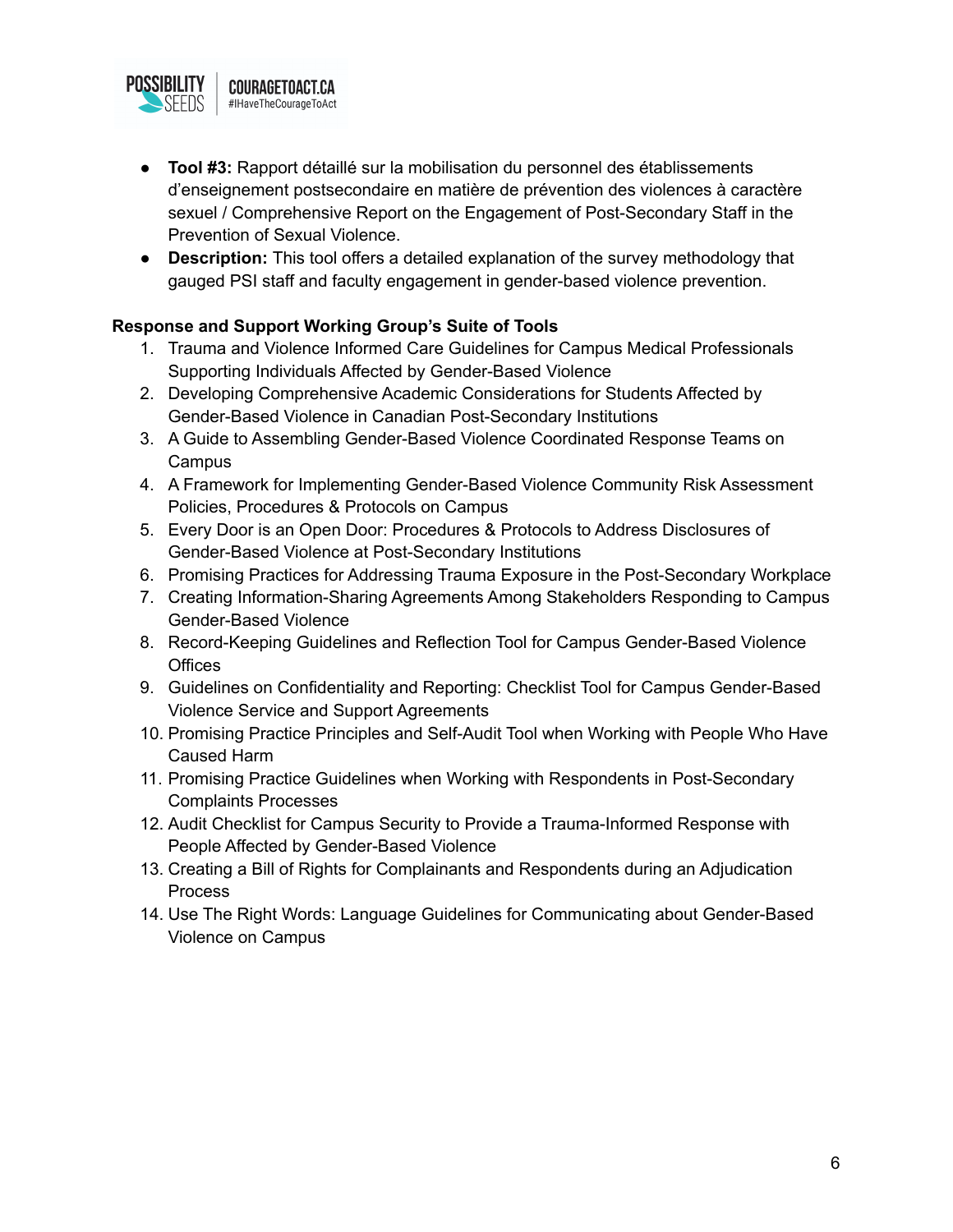- **Tool #3:** Rapport détaillé sur la mobilisation du personnel des établissements d'enseignement postsecondaire en matière de prévention des violences à caractère sexuel / Comprehensive Report on the Engagement of Post-Secondary Staff in the Prevention of Sexual Violence.
- **Description:** This tool offers a detailed explanation of the survey methodology that gauged PSI staff and faculty engagement in gender-based violence prevention.

**Response and Support Working Group's Suite of Tools**

1. Trauma and Violence Informed Care Guidelines for Campus Medical Professionals Supporting Individuals Affected by Gender-Based Violence
2. Developing Comprehensive Academic Considerations for Students Affected by Gender-Based Violence in Canadian Post-Secondary Institutions
3. A Guide to Assembling Gender-Based Violence Coordinated Response Teams on Campus
4. A Framework for Implementing Gender-Based Violence Community Risk Assessment Policies, Procedures & Protocols on Campus
5. Every Door is an Open Door: Procedures & Protocols to Address Disclosures of Gender-Based Violence at Post-Secondary Institutions
6. Promising Practices for Addressing Trauma Exposure in the Post-Secondary Workplace
7. Creating Information-Sharing Agreements Among Stakeholders Responding to Campus Gender-Based Violence
8. Record-Keeping Guidelines and Reflection Tool for Campus Gender-Based Violence Offices
9. Guidelines on Confidentiality and Reporting: Checklist Tool for Campus Gender-Based Violence Service and Support Agreements
10. Promising Practice Principles and Self-Audit Tool when Working with People Who Have Caused Harm
11. Promising Practice Guidelines when Working with Respondents in Post-Secondary Complaints Processes
12. Audit Checklist for Campus Security to Provide a Trauma-Informed Response with People Affected by Gender-Based Violence
13. Creating a Bill of Rights for Complainants and Respondents during an Adjudication Process
14. Use The Right Words: Language Guidelines for Communicating about Gender-Based Violence on Campus